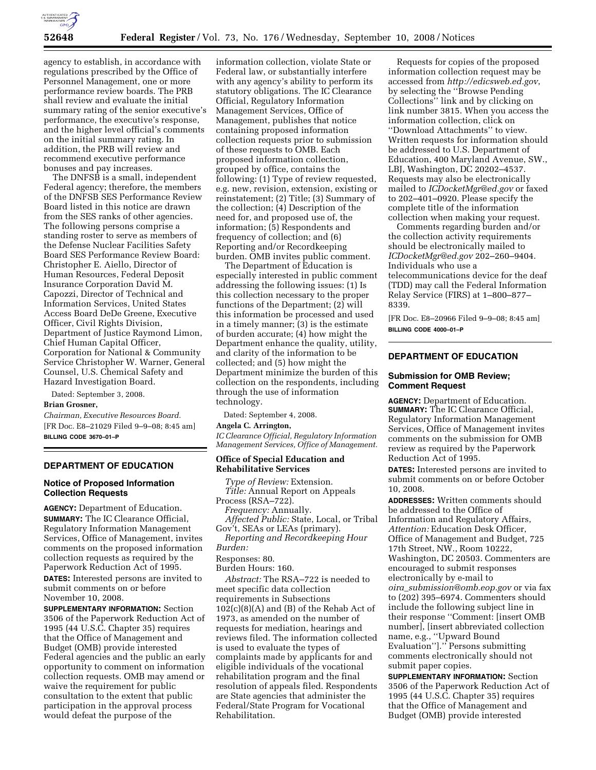agency to establish, in accordance with regulations prescribed by the Office of Personnel Management, one or more performance review boards. The PRB shall review and evaluate the initial summary rating of the senior executive's performance, the executive's response, and the higher level official's comments on the initial summary rating. In addition, the PRB will review and recommend executive performance bonuses and pay increases.

The DNFSB is a small, independent Federal agency; therefore, the members of the DNFSB SES Performance Review Board listed in this notice are drawn from the SES ranks of other agencies. The following persons comprise a standing roster to serve as members of the Defense Nuclear Facilities Safety Board SES Performance Review Board: Christopher E. Aiello, Director of Human Resources, Federal Deposit Insurance Corporation David M. Capozzi, Director of Technical and Information Services, United States Access Board DeDe Greene, Executive Officer, Civil Rights Division, Department of Justice Raymond Limon, Chief Human Capital Officer, Corporation for National & Community Service Christopher W. Warner, General Counsel, U.S. Chemical Safety and Hazard Investigation Board.

Dated: September 3, 2008.

**Brian Grosner,**

*Chairman, Executive Resources Board.*

[FR Doc. E8–21029 Filed 9–9–08; 8:45 am]

**BILLING CODE 3670–01–P**

## DEPARTMENT OF EDUCATION

### Notice of Proposed Information Collection Requests

**AGENCY:** Department of Education.

**SUMMARY:** The IC Clearance Official, Regulatory Information Management Services, Office of Management, invites comments on the proposed information collection requests as required by the Paperwork Reduction Act of 1995.

**DATES:** Interested persons are invited to submit comments on or before November 10, 2008.

**SUPPLEMENTARY INFORMATION:** Section 3506 of the Paperwork Reduction Act of 1995 (44 U.S.C. Chapter 35) requires that the Office of Management and Budget (OMB) provide interested Federal agencies and the public an early opportunity to comment on information collection requests. OMB may amend or waive the requirement for public consultation to the extent that public participation in the approval process would defeat the purpose of the information collection, violate State or Federal law, or substantially interfere with any agency's ability to perform its statutory obligations. The IC Clearance Official, Regulatory Information Management Services, Office of Management, publishes that notice containing proposed information collection requests prior to submission of these requests to OMB. Each proposed information collection, grouped by office, contains the following: (1) Type of review requested, e.g. new, revision, extension, existing or reinstatement; (2) Title; (3) Summary of the collection; (4) Description of the need for, and proposed use of, the information; (5) Respondents and frequency of collection; and (6) Reporting and/or Recordkeeping burden. OMB invites public comment.

The Department of Education is especially interested in public comment addressing the following issues: (1) Is this collection necessary to the proper functions of the Department; (2) will this information be processed and used in a timely manner; (3) is the estimate of burden accurate; (4) how might the Department enhance the quality, utility, and clarity of the information to be collected; and (5) how might the Department minimize the burden of this collection on the respondents, including through the use of information technology.

Dated: September 4, 2008.

**Angela C. Arrington,**

*IC Clearance Official, Regulatory Information Management Services, Office of Management.*

### Office of Special Education and Rehabilitative Services

*Type of Review:* Extension.

*Title:* Annual Report on Appeals Process (RSA–722).

*Frequency:* Annually.

*Affected Public:* State, Local, or Tribal Gov't, SEAs or LEAs (primary).

*Reporting and Recordkeeping Hour Burden:*

Responses: 80.

Burden Hours: 160.

*Abstract:* The RSA–722 is needed to meet specific data collection requirements in Subsections 102(c)(8)(A) and (B) of the Rehab Act of 1973, as amended on the number of requests for mediation, hearings and reviews filed. The information collected is used to evaluate the types of complaints made by applicants for and eligible individuals of the vocational rehabilitation program and the final resolution of appeals filed. Respondents are State agencies that administer the Federal/State Program for Vocational Rehabilitation.

Requests for copies of the proposed information collection request may be accessed from *http://edicsweb.ed.gov*, by selecting the ''Browse Pending Collections'' link and by clicking on link number 3815. When you access the information collection, click on ''Download Attachments'' to view. Written requests for information should be addressed to U.S. Department of Education, 400 Maryland Avenue, SW., LBJ, Washington, DC 20202–4537. Requests may also be electronically mailed to *ICDocketMgr@ed.gov* or faxed to 202–401–0920. Please specify the complete title of the information collection when making your request.

Comments regarding burden and/or the collection activity requirements should be electronically mailed to *ICDocketMgr@ed.gov* 202–260–9404. Individuals who use a telecommunications device for the deaf (TDD) may call the Federal Information Relay Service (FIRS) at 1–800–877–8339.

[FR Doc. E8–20966 Filed 9–9–08; 8:45 am]

**BILLING CODE 4000–01–P**

## DEPARTMENT OF EDUCATION

### Submission for OMB Review; Comment Request

**AGENCY:** Department of Education.

**SUMMARY:** The IC Clearance Official, Regulatory Information Management Services, Office of Management invites comments on the submission for OMB review as required by the Paperwork Reduction Act of 1995.

**DATES:** Interested persons are invited to submit comments on or before October 10, 2008.

**ADDRESSES:** Written comments should be addressed to the Office of Information and Regulatory Affairs, *Attention:* Education Desk Officer, Office of Management and Budget, 725 17th Street, NW., Room 10222, Washington, DC 20503. Commenters are encouraged to submit responses electronically by e-mail to *oira_submission@omb.eop.gov* or via fax to (202) 395–6974. Commenters should include the following subject line in their response ''Comment: [insert OMB number], [insert abbreviated collection name, e.g., ''Upward Bound Evaluation'']." Persons submitting comments electronically should not submit paper copies.

**SUPPLEMENTARY INFORMATION:** Section 3506 of the Paperwork Reduction Act of 1995 (44 U.S.C. Chapter 35) requires that the Office of Management and Budget (OMB) provide interested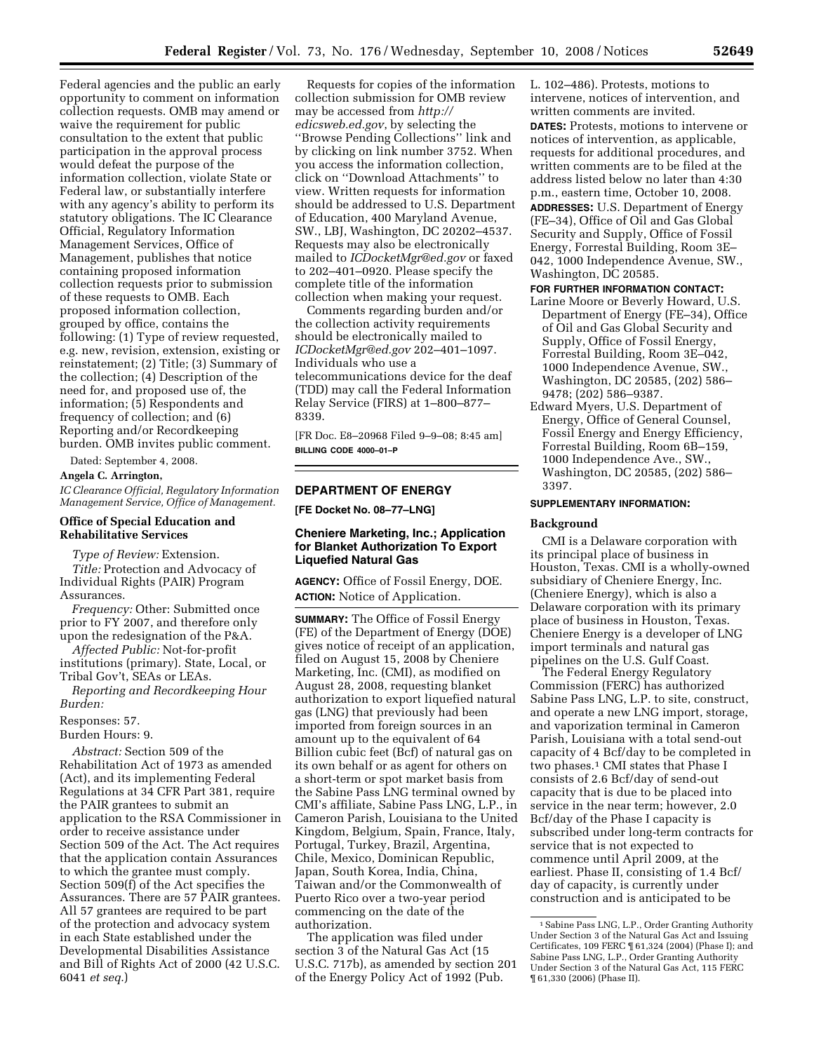Federal agencies and the public an early opportunity to comment on information collection requests. OMB may amend or waive the requirement for public consultation to the extent that public participation in the approval process would defeat the purpose of the information collection, violate State or Federal law, or substantially interfere with any agency's ability to perform its statutory obligations. The IC Clearance Official, Regulatory Information Management Services, Office of Management, publishes that notice containing proposed information collection requests prior to submission of these requests to OMB. Each proposed information collection, grouped by office, contains the following: (1) Type of review requested, e.g. new, revision, extension, existing or reinstatement; (2) Title; (3) Summary of the collection; (4) Description of the need for, and proposed use of, the information; (5) Respondents and frequency of collection; and (6) Reporting and/or Recordkeeping burden. OMB invites public comment.

Dated: September 4, 2008.

**Angela C. Arrington,**

*IC Clearance Official, Regulatory Information Management Service, Office of Management.*

**Office of Special Education and Rehabilitative Services**

*Type of Review:* Extension.

*Title:* Protection and Advocacy of Individual Rights (PAIR) Program Assurances.

*Frequency:* Other: Submitted once prior to FY 2007, and therefore only upon the redesignation of the P&A.

*Affected Public:* Not-for-profit institutions (primary). State, Local, or Tribal Gov't, SEAs or LEAs.

*Reporting and Recordkeeping Hour Burden:*

Responses: 57.

Burden Hours: 9.

*Abstract:* Section 509 of the Rehabilitation Act of 1973 as amended (Act), and its implementing Federal Regulations at 34 CFR Part 381, require the PAIR grantees to submit an application to the RSA Commissioner in order to receive assistance under Section 509 of the Act. The Act requires that the application contain Assurances to which the grantee must comply. Section 509(f) of the Act specifies the Assurances. There are 57 PAIR grantees. All 57 grantees are required to be part of the protection and advocacy system in each State established under the Developmental Disabilities Assistance and Bill of Rights Act of 2000 (42 U.S.C. 6041 *et seq.*)

Requests for copies of the information collection submission for OMB review may be accessed from *http://edicsweb.ed.gov*, by selecting the ''Browse Pending Collections'' link and by clicking on link number 3752. When you access the information collection, click on ''Download Attachments'' to view. Written requests for information should be addressed to U.S. Department of Education, 400 Maryland Avenue, SW., LBJ, Washington, DC 20202–4537. Requests may also be electronically mailed to *ICDocketMgr@ed.gov* or faxed to 202–401–0920. Please specify the complete title of the information collection when making your request.

Comments regarding burden and/or the collection activity requirements should be electronically mailed to *ICDocketMgr@ed.gov* 202–401–1097. Individuals who use a telecommunications device for the deaf (TDD) may call the Federal Information Relay Service (FIRS) at 1–800–877–8339.

[FR Doc. E8–20968 Filed 9–9–08; 8:45 am]

**BILLING CODE 4000–01–P**

## DEPARTMENT OF ENERGY

**[FE Docket No. 08–77–LNG]**

### Cheniere Marketing, Inc.; Application for Blanket Authorization To Export Liquefied Natural Gas

**AGENCY:** Office of Fossil Energy, DOE.

**ACTION:** Notice of Application.

**SUMMARY:** The Office of Fossil Energy (FE) of the Department of Energy (DOE) gives notice of receipt of an application, filed on August 15, 2008 by Cheniere Marketing, Inc. (CMI), as modified on August 28, 2008, requesting blanket authorization to export liquefied natural gas (LNG) that previously had been imported from foreign sources in an amount up to the equivalent of 64 Billion cubic feet (Bcf) of natural gas on its own behalf or as agent for others on a short-term or spot market basis from the Sabine Pass LNG terminal owned by CMI's affiliate, Sabine Pass LNG, L.P., in Cameron Parish, Louisiana to the United Kingdom, Belgium, Spain, France, Italy, Portugal, Turkey, Brazil, Argentina, Chile, Mexico, Dominican Republic, Japan, South Korea, India, China, Taiwan and/or the Commonwealth of Puerto Rico over a two-year period commencing on the date of the authorization.

The application was filed under section 3 of the Natural Gas Act (15 U.S.C. 717b), as amended by section 201 of the Energy Policy Act of 1992 (Pub. L. 102–486). Protests, motions to intervene, notices of intervention, and written comments are invited.

**DATES:** Protests, motions to intervene or notices of intervention, as applicable, requests for additional procedures, and written comments are to be filed at the address listed below no later than 4:30 p.m., eastern time, October 10, 2008.

**ADDRESSES:** U.S. Department of Energy (FE–34), Office of Oil and Gas Global Security and Supply, Office of Fossil Energy, Forrestal Building, Room 3E–042, 1000 Independence Avenue, SW., Washington, DC 20585.

**FOR FURTHER INFORMATION CONTACT:**

Larine Moore or Beverly Howard, U.S. Department of Energy (FE–34), Office of Oil and Gas Global Security and Supply, Office of Fossil Energy, Forrestal Building, Room 3E–042, 1000 Independence Avenue, SW., Washington, DC 20585, (202) 586–9478; (202) 586–9387.

Edward Myers, U.S. Department of Energy, Office of General Counsel, Fossil Energy and Energy Efficiency, Forrestal Building, Room 6B–159, 1000 Independence Ave., SW., Washington, DC 20585, (202) 586–3397.

**SUPPLEMENTARY INFORMATION:**

**Background**

CMI is a Delaware corporation with its principal place of business in Houston, Texas. CMI is a wholly-owned subsidiary of Cheniere Energy, Inc. (Cheniere Energy), which is also a Delaware corporation with its primary place of business in Houston, Texas. Cheniere Energy is a developer of LNG import terminals and natural gas pipelines on the U.S. Gulf Coast.

The Federal Energy Regulatory Commission (FERC) has authorized Sabine Pass LNG, L.P. to site, construct, and operate a new LNG import, storage, and vaporization terminal in Cameron Parish, Louisiana with a total send-out capacity of 4 Bcf/day to be completed in two phases.[1] CMI states that Phase I consists of 2.6 Bcf/day of send-out capacity that is due to be placed into service in the near term; however, 2.0 Bcf/day of the Phase I capacity is subscribed under long-term contracts for service that is not expected to commence until April 2009, at the earliest. Phase II, consisting of 1.4 Bcf/day of capacity, is currently under construction and is anticipated to be

[1] Sabine Pass LNG, L.P., Order Granting Authority Under Section 3 of the Natural Gas Act and Issuing Certificates, 109 FERC ¶ 61,324 (2004) (Phase I); and Sabine Pass LNG, L.P., Order Granting Authority Under Section 3 of the Natural Gas Act, 115 FERC ¶ 61,330 (2006) (Phase II).